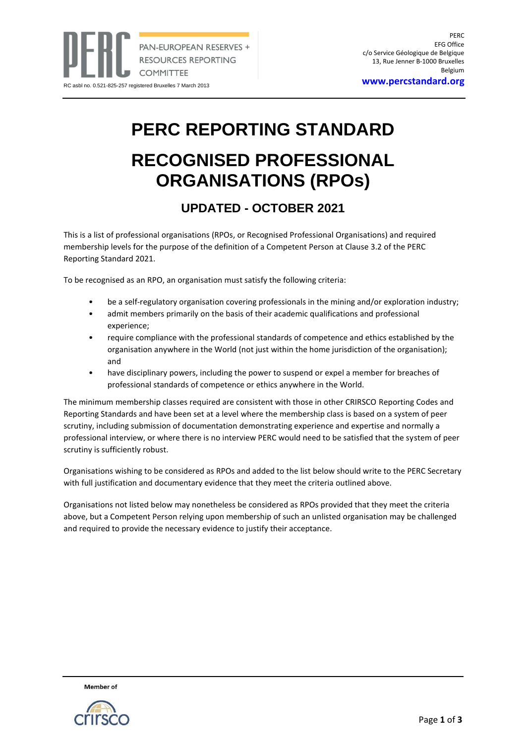PAN-EUROPEAN RESERVES + RESOURCES REPORTING COMMITTEE

RC asbl no. 0.521-825-257 registered Bruxelles 7 March 2013

PERC
EFG Office
c/o Service Géologique de Belgique
13, Rue Jenner B-1000 Bruxelles
Belgium
**www.percstandard.org**

# PERC REPORTING STANDARD

# RECOGNISED PROFESSIONAL ORGANISATIONS (RPOs)

## UPDATED - OCTOBER 2021

This is a list of professional organisations (RPOs, or Recognised Professional Organisations) and required membership levels for the purpose of the definition of a Competent Person at Clause 3.2 of the PERC Reporting Standard 2021.

To be recognised as an RPO, an organisation must satisfy the following criteria:

- be a self-regulatory organisation covering professionals in the mining and/or exploration industry;
- admit members primarily on the basis of their academic qualifications and professional experience;
- require compliance with the professional standards of competence and ethics established by the organisation anywhere in the World (not just within the home jurisdiction of the organisation); and
- have disciplinary powers, including the power to suspend or expel a member for breaches of professional standards of competence or ethics anywhere in the World.

The minimum membership classes required are consistent with those in other CRIRSCO Reporting Codes and Reporting Standards and have been set at a level where the membership class is based on a system of peer scrutiny, including submission of documentation demonstrating experience and expertise and normally a professional interview, or where there is no interview PERC would need to be satisfied that the system of peer scrutiny is sufficiently robust.

Organisations wishing to be considered as RPOs and added to the list below should write to the PERC Secretary with full justification and documentary evidence that they meet the criteria outlined above.

Organisations not listed below may nonetheless be considered as RPOs provided that they meet the criteria above, but a Competent Person relying upon membership of such an unlisted organisation may be challenged and required to provide the necessary evidence to justify their acceptance.

Member of

crirsco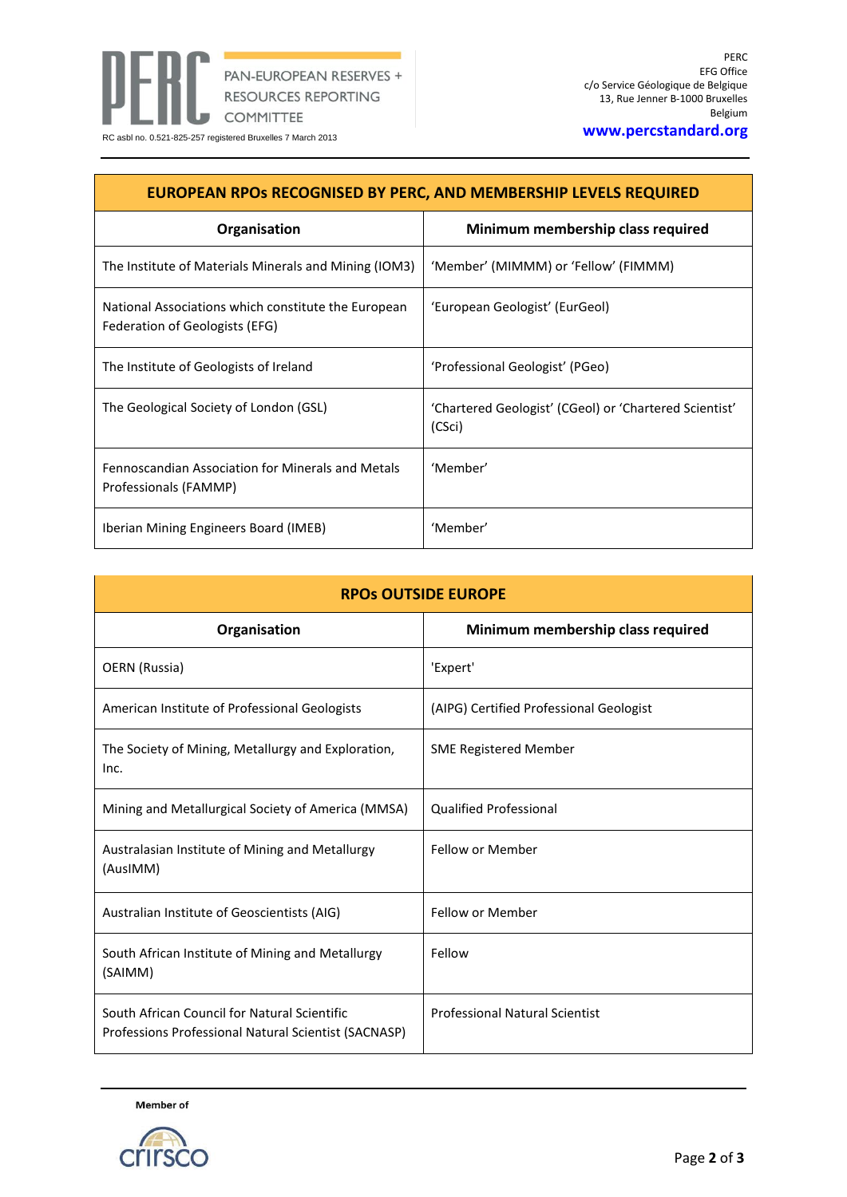| EUROPEAN RPOs RECOGNISED BY PERC, AND MEMBERSHIP LEVELS REQUIRED | |
|---|---|
| **Organisation** | **Minimum membership class required** |
| The Institute of Materials Minerals and Mining (IOM3) | 'Member' (MIMMM) or 'Fellow' (FIMMM) |
| National Associations which constitute the European Federation of Geologists (EFG) | 'European Geologist' (EurGeol) |
| The Institute of Geologists of Ireland | 'Professional Geologist' (PGeo) |
| The Geological Society of London (GSL) | 'Chartered Geologist' (CGeol) or 'Chartered Scientist' (CSci) |
| Fennoscandian Association for Minerals and Metals Professionals (FAMMP) | 'Member' |
| Iberian Mining Engineers Board (IMEB) | 'Member' |

| RPOs OUTSIDE EUROPE | |
|---|---|
| **Organisation** | **Minimum membership class required** |
| OERN (Russia) | 'Expert' |
| American Institute of Professional Geologists | (AIPG) Certified Professional Geologist |
| The Society of Mining, Metallurgy and Exploration, Inc. | SME Registered Member |
| Mining and Metallurgical Society of America (MMSA) | Qualified Professional |
| Australasian Institute of Mining and Metallurgy (AusIMM) | Fellow or Member |
| Australian Institute of Geoscientists (AIG) | Fellow or Member |
| South African Institute of Mining and Metallurgy (SAIMM) | Fellow |
| South African Council for Natural Scientific Professions Professional Natural Scientist (SACNASP) | Professional Natural Scientist |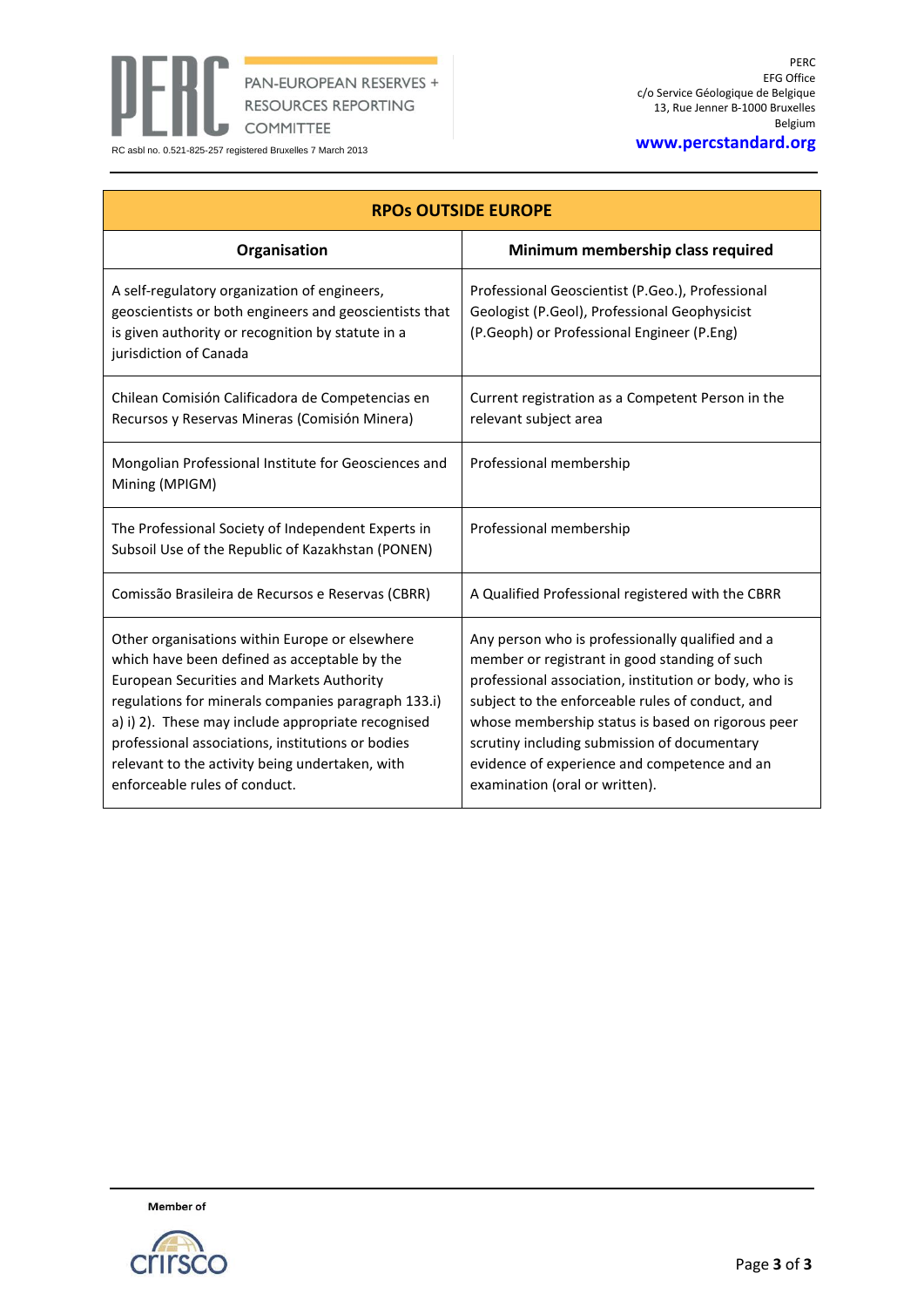| RPOs OUTSIDE EUROPE | |
|---|---|
| **Organisation** | **Minimum membership class required** |
| A self-regulatory organization of engineers, geoscientists or both engineers and geoscientists that is given authority or recognition by statute in a jurisdiction of Canada | Professional Geoscientist (P.Geo.), Professional Geologist (P.Geol), Professional Geophysicist (P.Geoph) or Professional Engineer (P.Eng) |
| Chilean Comisión Calificadora de Competencias en Recursos y Reservas Mineras (Comisión Minera) | Current registration as a Competent Person in the relevant subject area |
| Mongolian Professional Institute for Geosciences and Mining (MPIGM) | Professional membership |
| The Professional Society of Independent Experts in Subsoil Use of the Republic of Kazakhstan (PONEN) | Professional membership |
| Comissão Brasileira de Recursos e Reservas (CBRR) | A Qualified Professional registered with the CBRR |
| Other organisations within Europe or elsewhere which have been defined as acceptable by the European Securities and Markets Authority regulations for minerals companies paragraph 133.i) a) i) 2). These may include appropriate recognised professional associations, institutions or bodies relevant to the activity being undertaken, with enforceable rules of conduct. | Any person who is professionally qualified and a member or registrant in good standing of such professional association, institution or body, who is subject to the enforceable rules of conduct, and whose membership status is based on rigorous peer scrutiny including submission of documentary evidence of experience and competence and an examination (oral or written). |